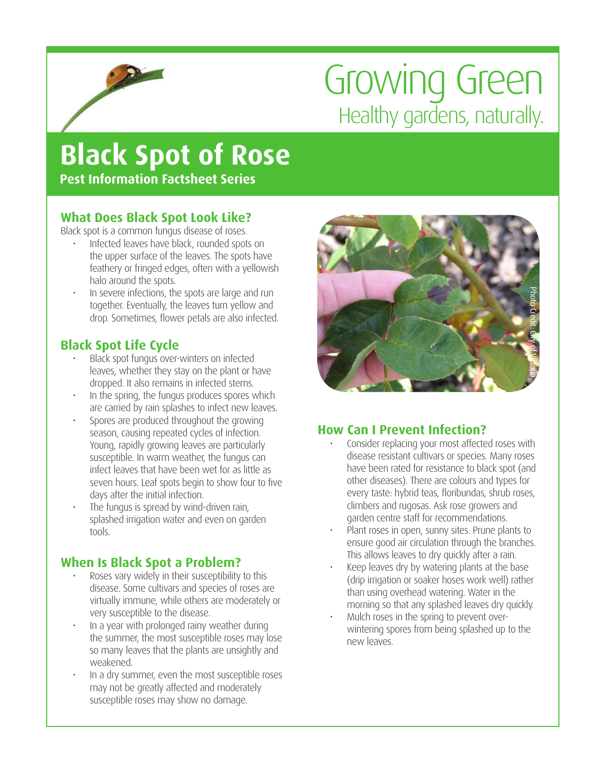Growing Green
Healthy gardens, naturally.

# Black Spot of Rose

**Pest Information Factsheet Series**

## What Does Black Spot Look Like?

Black spot is a common fungus disease of roses.

- Infected leaves have black, rounded spots on the upper surface of the leaves. The spots have feathery or fringed edges, often with a yellowish halo around the spots.
- In severe infections, the spots are large and run together. Eventually, the leaves turn yellow and drop. Sometimes, flower petals are also infected.

## Black Spot Life Cycle

- Black spot fungus over-winters on infected leaves, whether they stay on the plant or have dropped. It also remains in infected stems.
- In the spring, the fungus produces spores which are carried by rain splashes to infect new leaves.
- Spores are produced throughout the growing season, causing repeated cycles of infection. Young, rapidly growing leaves are particularly susceptible. In warm weather, the fungus can infect leaves that have been wet for as little as seven hours. Leaf spots begin to show four to five days after the initial infection.
- The fungus is spread by wind-driven rain, splashed irrigation water and even on garden tools.

## When Is Black Spot a Problem?

- Roses vary widely in their susceptibility to this disease. Some cultivars and species of roses are virtually immune, while others are moderately or very susceptible to the disease.
- In a year with prolonged rainy weather during the summer, the most susceptible roses may lose so many leaves that the plants are unsightly and weakened.
- In a dry summer, even the most susceptible roses may not be greatly affected and moderately susceptible roses may show no damage.

Photo Credit: City of Victoria

## How Can I Prevent Infection?

- Consider replacing your most affected roses with disease resistant cultivars or species. Many roses have been rated for resistance to black spot (and other diseases). There are colours and types for every taste: hybrid teas, floribundas, shrub roses, climbers and rugosas. Ask rose growers and garden centre staff for recommendations.
- Plant roses in open, sunny sites. Prune plants to ensure good air circulation through the branches. This allows leaves to dry quickly after a rain.
- Keep leaves dry by watering plants at the base (drip irrigation or soaker hoses work well) rather than using overhead watering. Water in the morning so that any splashed leaves dry quickly.
- Mulch roses in the spring to prevent over-wintering spores from being splashed up to the new leaves.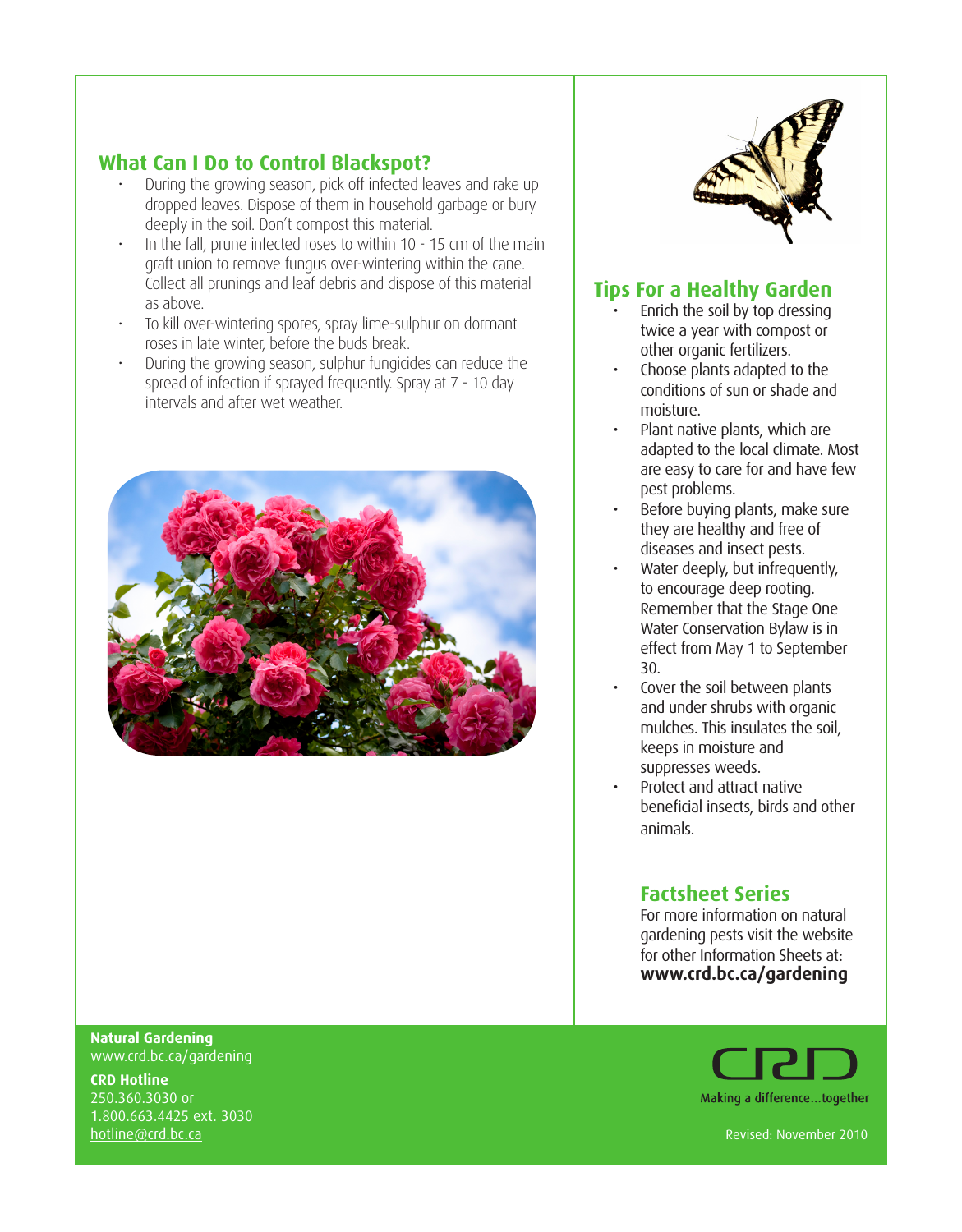## What Can I Do to Control Blackspot?

- During the growing season, pick off infected leaves and rake up dropped leaves. Dispose of them in household garbage or bury deeply in the soil. Don't compost this material.
- In the fall, prune infected roses to within 10 - 15 cm of the main graft union to remove fungus over-wintering within the cane. Collect all prunings and leaf debris and dispose of this material as above.
- To kill over-wintering spores, spray lime-sulphur on dormant roses in late winter, before the buds break.
- During the growing season, sulphur fungicides can reduce the spread of infection if sprayed frequently. Spray at 7 - 10 day intervals and after wet weather.

## Tips For a Healthy Garden

- Enrich the soil by top dressing twice a year with compost or other organic fertilizers.
- Choose plants adapted to the conditions of sun or shade and moisture.
- Plant native plants, which are adapted to the local climate. Most are easy to care for and have few pest problems.
- Before buying plants, make sure they are healthy and free of diseases and insect pests.
- Water deeply, but infrequently, to encourage deep rooting. Remember that the Stage One Water Conservation Bylaw is in effect from May 1 to September 30.
- Cover the soil between plants and under shrubs with organic mulches. This insulates the soil, keeps in moisture and suppresses weeds.
- Protect and attract native beneficial insects, birds and other animals.

## Factsheet Series

For more information on natural gardening pests visit the website for other Information Sheets at:
**www.crd.bc.ca/gardening**

**Natural Gardening**
www.crd.bc.ca/gardening

**CRD Hotline**
250.360.3030 or
1.800.663.4425 ext. 3030
hotline@crd.bc.ca

CRD
Making a difference...together

Revised: November 2010